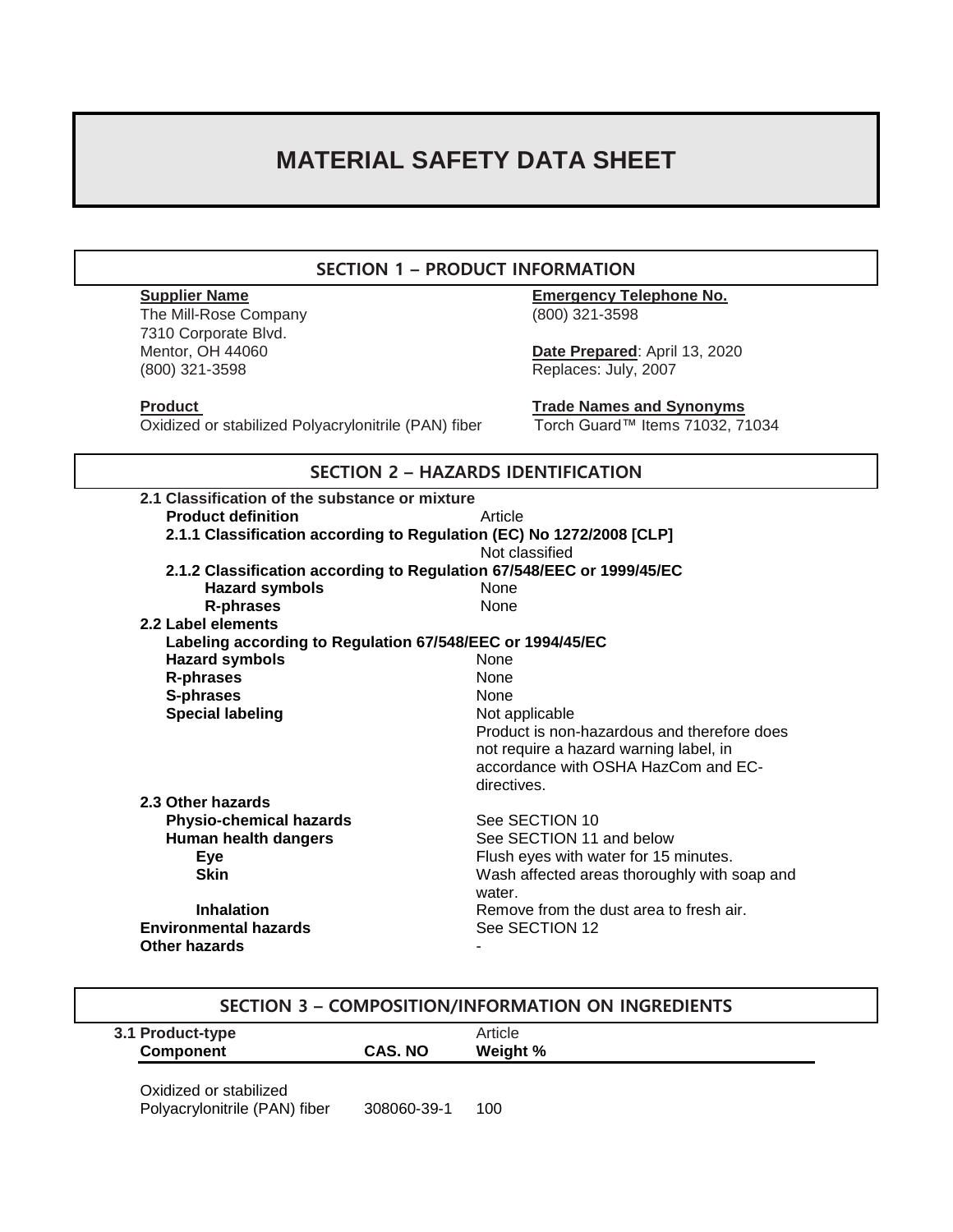# MATERIAL SAFETY DATA SHEET

## SECTION 1 – PRODUCT INFORMATION

**Supplier Name**
The Mill-Rose Company
7310 Corporate Blvd.
Mentor, OH 44060
(800) 321-3598

**Emergency Telephone No.**
(800) 321-3598

**Date Prepared**: April 13, 2020
Replaces: July, 2007

**Product**
Oxidized or stabilized Polyacrylonitrile (PAN) fiber

**Trade Names and Synonyms**
Torch Guard™ Items 71032, 71034

## SECTION 2 – HAZARDS IDENTIFICATION

**2.1 Classification of the substance or mixture**

**Product definition** — Article

**2.1.1 Classification according to Regulation (EC) No 1272/2008 [CLP]**
Not classified

**2.1.2 Classification according to Regulation 67/548/EEC or 1999/45/EC**

| | |
|---|---|
| **Hazard symbols** | None |
| **R-phrases** | None |

**2.2 Label elements**

**Labeling according to Regulation 67/548/EEC or 1994/45/EC**

| | |
|---|---|
| **Hazard symbols** | None |
| **R-phrases** | None |
| **S-phrases** | None |
| **Special labeling** | Not applicable<br>Product is non-hazardous and therefore does not require a hazard warning label, in accordance with OSHA HazCom and EC-directives. |

**2.3 Other hazards**

| | |
|---|---|
| **Physio-chemical hazards** | See SECTION 10 |
| **Human health dangers** | See SECTION 11 and below |
| **Eye** | Flush eyes with water for 15 minutes. |
| **Skin** | Wash affected areas thoroughly with soap and water. |
| **Inhalation** | Remove from the dust area to fresh air. |
| **Environmental hazards** | See SECTION 12 |
| **Other hazards** | - |

## SECTION 3 – COMPOSITION/INFORMATION ON INGREDIENTS

**3.1 Product-type** — Article

| Component | CAS. NO | Weight % |
|---|---|---|
| Oxidized or stabilized Polyacrylonitrile (PAN) fiber | 308060-39-1 | 100 |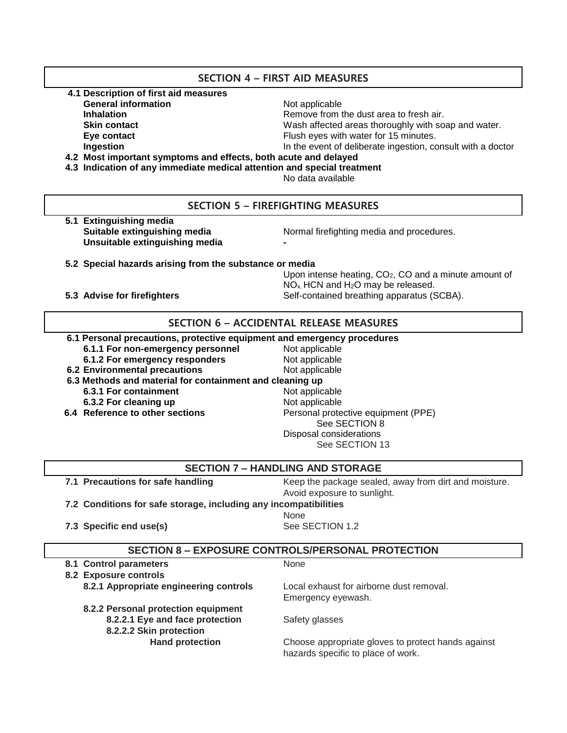## SECTION 4 – FIRST AID MEASURES

**4.1 Description of first aid measures**

| | |
|---|---|
| **General information** | Not applicable |
| **Inhalation** | Remove from the dust area to fresh air. |
| **Skin contact** | Wash affected areas thoroughly with soap and water. |
| **Eye contact** | Flush eyes with water for 15 minutes. |
| **Ingestion** | In the event of deliberate ingestion, consult with a doctor |

**4.2 Most important symptoms and effects, both acute and delayed**

**4.3 Indication of any immediate medical attention and special treatment**

No data available

## SECTION 5 – FIREFIGHTING MEASURES

**5.1 Extinguishing media**

| | |
|---|---|
| **Suitable extinguishing media** | Normal firefighting media and procedures. |
| **Unsuitable extinguishing media** | - |

**5.2 Special hazards arising from the substance or media**

Upon intense heating, $CO_2$, CO and a minute amount of $NO_x$, HCN and $H_2O$ may be released.

**5.3 Advise for firefighters** — Self-contained breathing apparatus (SCBA).

## SECTION 6 – ACCIDENTAL RELEASE MEASURES

**6.1 Personal precautions, protective equipment and emergency procedures**

| | |
|---|---|
| **6.1.1 For non-emergency personnel** | Not applicable |
| **6.1.2 For emergency responders** | Not applicable |
| **6.2 Environmental precautions** | Not applicable |

**6.3 Methods and material for containment and cleaning up**

| | |
|---|---|
| **6.3.1 For containment** | Not applicable |
| **6.3.2 For cleaning up** | Not applicable |
| **6.4 Reference to other sections** | Personal protective equipment (PPE) See SECTION 8<br>Disposal considerations See SECTION 13 |

## SECTION 7 – HANDLING AND STORAGE

**7.1 Precautions for safe handling** — Keep the package sealed, away from dirt and moisture. Avoid exposure to sunlight.

**7.2 Conditions for safe storage, including any incompatibilities**

None

**7.3 Specific end use(s)** — See SECTION 1.2

## SECTION 8 – EXPOSURE CONTROLS/PERSONAL PROTECTION

**8.1 Control parameters** — None

**8.2 Exposure controls**

| | |
|---|---|
| **8.2.1 Appropriate engineering controls** | Local exhaust for airborne dust removal.<br>Emergency eyewash. |

**8.2.2 Personal protection equipment**

| | |
|---|---|
| **8.2.2.1 Eye and face protection** | Safety glasses |
| **8.2.2.2 Skin protection** | |
| **Hand protection** | Choose appropriate gloves to protect hands against hazards specific to place of work. |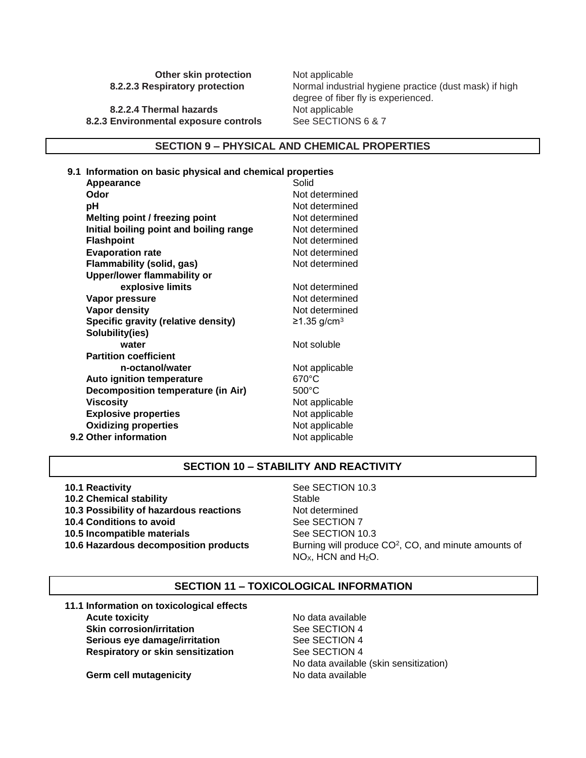| | |
|---|---|
| **Other skin protection** | Not applicable |
| **8.2.2.3 Respiratory protection** | Normal industrial hygiene practice (dust mask) if high degree of fiber fly is experienced. |
| **8.2.2.4 Thermal hazards** | Not applicable |
| **8.2.3 Environmental exposure controls** | See SECTIONS 6 & 7 |

## SECTION 9 – PHYSICAL AND CHEMICAL PROPERTIES

**9.1 Information on basic physical and chemical properties**

| | |
|---|---|
| **Appearance** | Solid |
| **Odor** | Not determined |
| **pH** | Not determined |
| **Melting point / freezing point** | Not determined |
| **Initial boiling point and boiling range** | Not determined |
| **Flashpoint** | Not determined |
| **Evaporation rate** | Not determined |
| **Flammability (solid, gas)** | Not determined |
| **Upper/lower flammability or explosive limits** | Not determined |
| **Vapor pressure** | Not determined |
| **Vapor density** | Not determined |
| **Specific gravity (relative density)** | ≥1.35 g/cm$^3$ |
| **Solubility(ies) water** | Not soluble |
| **Partition coefficient n-octanol/water** | Not applicable |
| **Auto ignition temperature** | 670°C |
| **Decomposition temperature (in Air)** | 500°C |
| **Viscosity** | Not applicable |
| **Explosive properties** | Not applicable |
| **Oxidizing properties** | Not applicable |
| **9.2 Other information** | Not applicable |

## SECTION 10 – STABILITY AND REACTIVITY

| | |
|---|---|
| **10.1 Reactivity** | See SECTION 10.3 |
| **10.2 Chemical stability** | Stable |
| **10.3 Possibility of hazardous reactions** | Not determined |
| **10.4 Conditions to avoid** | See SECTION 7 |
| **10.5 Incompatible materials** | See SECTION 10.3 |
| **10.6 Hazardous decomposition products** | Burning will produce $CO^2$, CO, and minute amounts of $NO_X$, HCN and $H_2O$. |

## SECTION 11 – TOXICOLOGICAL INFORMATION

**11.1 Information on toxicological effects**

| | |
|---|---|
| **Acute toxicity** | No data available |
| **Skin corrosion/irritation** | See SECTION 4 |
| **Serious eye damage/irritation** | See SECTION 4 |
| **Respiratory or skin sensitization** | See SECTION 4<br>No data available (skin sensitization) |
| **Germ cell mutagenicity** | No data available |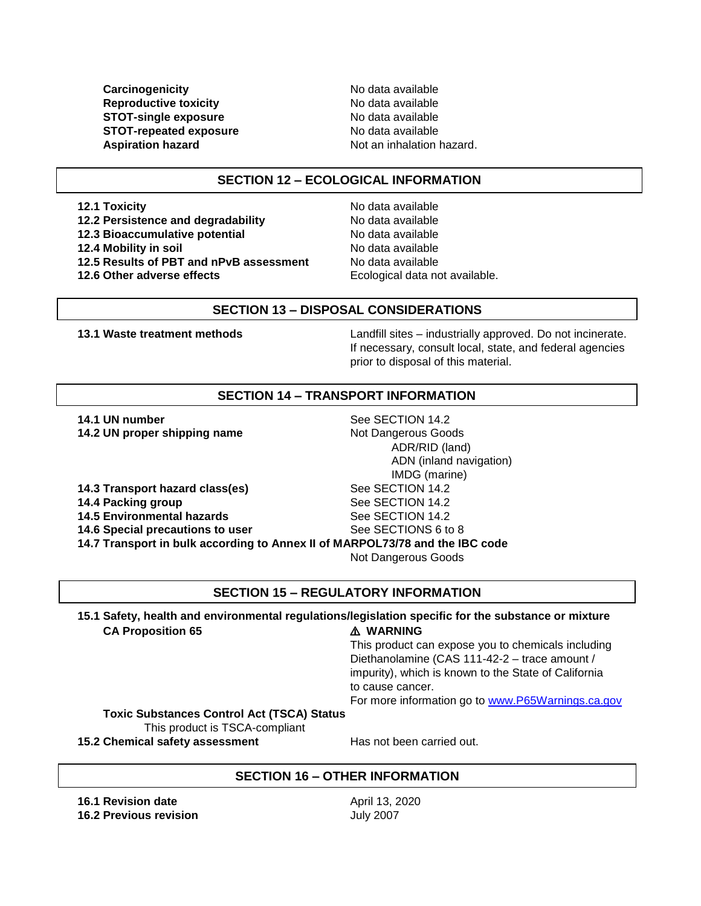| | |
|---|---|
| **Carcinogenicity** | No data available |
| **Reproductive toxicity** | No data available |
| **STOT-single exposure** | No data available |
| **STOT-repeated exposure** | No data available |
| **Aspiration hazard** | Not an inhalation hazard. |

## SECTION 12 – ECOLOGICAL INFORMATION

| | |
|---|---|
| **12.1 Toxicity** | No data available |
| **12.2 Persistence and degradability** | No data available |
| **12.3 Bioaccumulative potential** | No data available |
| **12.4 Mobility in soil** | No data available |
| **12.5 Results of PBT and nPvB assessment** | No data available |
| **12.6 Other adverse effects** | Ecological data not available. |

## SECTION 13 – DISPOSAL CONSIDERATIONS

| | |
|---|---|
| **13.1 Waste treatment methods** | Landfill sites – industrially approved. Do not incinerate. If necessary, consult local, state, and federal agencies prior to disposal of this material. |

## SECTION 14 – TRANSPORT INFORMATION

| | |
|---|---|
| **14.1 UN number** | See SECTION 14.2 |
| **14.2 UN proper shipping name** | Not Dangerous Goods<br>ADR/RID (land)<br>ADN (inland navigation)<br>IMDG (marine) |
| **14.3 Transport hazard class(es)** | See SECTION 14.2 |
| **14.4 Packing group** | See SECTION 14.2 |
| **14.5 Environmental hazards** | See SECTION 14.2 |
| **14.6 Special precautions to user** | See SECTIONS 6 to 8 |

**14.7 Transport in bulk according to Annex II of MARPOL73/78 and the IBC code**

Not Dangerous Goods

## SECTION 15 – REGULATORY INFORMATION

**15.1 Safety, health and environmental regulations/legislation specific for the substance or mixture**

**CA Proposition 65**

⚠ **WARNING**

This product can expose you to chemicals including Diethanolamine (CAS 111-42-2 – trace amount / impurity), which is known to the State of California to cause cancer.

For more information go to www.P65Warnings.ca.gov

**Toxic Substances Control Act (TSCA) Status**

This product is TSCA-compliant

| | |
|---|---|
| **15.2 Chemical safety assessment** | Has not been carried out. |

## SECTION 16 – OTHER INFORMATION

| | |
|---|---|
| **16.1 Revision date** | April 13, 2020 |
| **16.2 Previous revision** | July 2007 |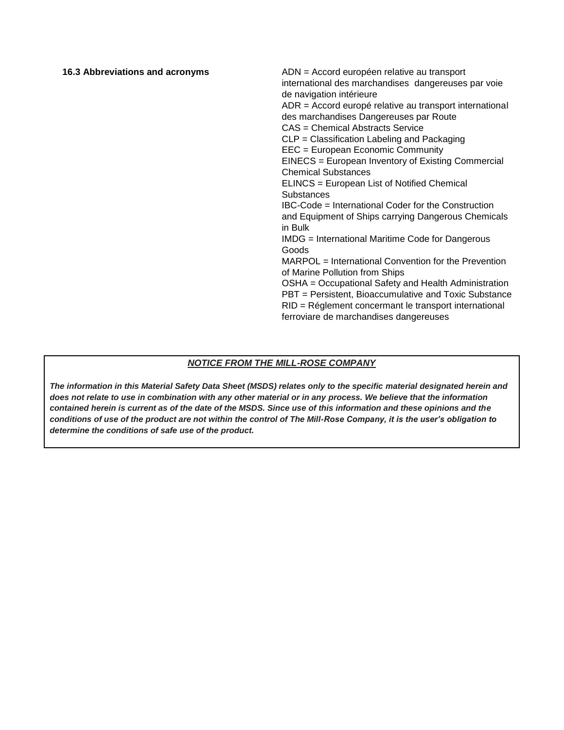**16.3 Abbreviations and acronyms**

ADN = Accord européen relative au transport international des marchandises dangereuses par voie de navigation intérieure
ADR = Accord europé relative au transport international des marchandises Dangereuses par Route
CAS = Chemical Abstracts Service
CLP = Classification Labeling and Packaging
EEC = European Economic Community
EINECS = European Inventory of Existing Commercial Chemical Substances
ELINCS = European List of Notified Chemical Substances
IBC-Code = International Coder for the Construction and Equipment of Ships carrying Dangerous Chemicals in Bulk
IMDG = International Maritime Code for Dangerous Goods
MARPOL = International Convention for the Prevention of Marine Pollution from Ships
OSHA = Occupational Safety and Health Administration
PBT = Persistent, Bioaccumulative and Toxic Substance
RID = Réglement concermant le transport international ferroviare de marchandises dangereuses

***NOTICE FROM THE MILL-ROSE COMPANY***

***The information in this Material Safety Data Sheet (MSDS) relates only to the specific material designated herein and does not relate to use in combination with any other material or in any process. We believe that the information contained herein is current as of the date of the MSDS. Since use of this information and these opinions and the conditions of use of the product are not within the control of The Mill-Rose Company, it is the user's obligation to determine the conditions of safe use of the product.***